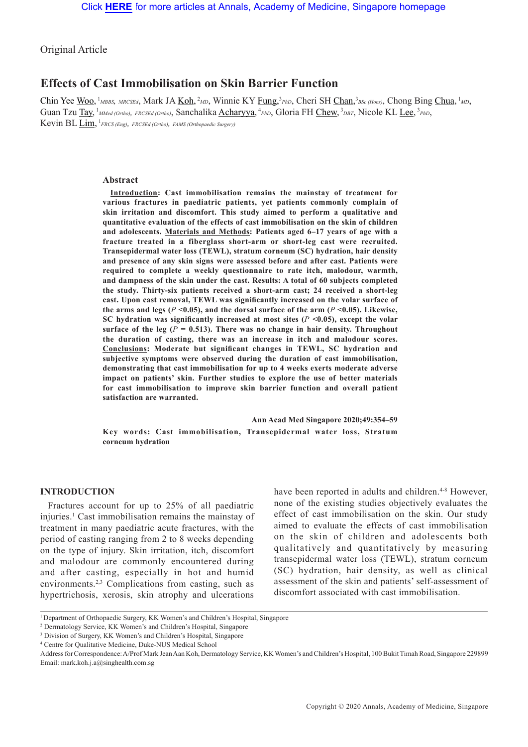Original Article

# Effects of Cast Immobilisation on Skin Barrier Function

Chin Yee Woo,[1] *MBBS, MRCSEd*, Mark JA Koh,[2] *MD*, Winnie KY Fung,[3] *PhD*, Cheri SH Chan,[3] *BSc (Hons)*, Chong Bing Chua,[1] *MD*, Guan Tzu Tay,[1] *MMed (Ortho), FRCSEd (Ortho)*, Sanchalika Acharyya,[4] *PhD*, Gloria FH Chew,[3] *DBT*, Nicole KL Lee,[3] *PhD*, Kevin BL Lim,[1] *FRCS (Eng), FRCSEd (Ortho), FAMS (Orthopaedic Surgery)*

## Abstract

**Introduction: Cast immobilisation remains the mainstay of treatment for various fractures in paediatric patients, yet patients commonly complain of skin irritation and discomfort. This study aimed to perform a qualitative and quantitative evaluation of the effects of cast immobilisation on the skin of children and adolescents. Materials and Methods: Patients aged 6–17 years of age with a fracture treated in a fiberglass short-arm or short-leg cast were recruited. Transepidermal water loss (TEWL), stratum corneum (SC) hydration, hair density and presence of any skin signs were assessed before and after cast. Patients were required to complete a weekly questionnaire to rate itch, malodour, warmth, and dampness of the skin under the cast. Results: A total of 60 subjects completed the study. Thirty-six patients received a short-arm cast; 24 received a short-leg cast. Upon cast removal, TEWL was significantly increased on the volar surface of the arms and legs ($P$ <0.05), and the dorsal surface of the arm ($P$ <0.05). Likewise, SC hydration was significantly increased at most sites ($P$ <0.05), except the volar surface of the leg ($P$ = 0.513). There was no change in hair density. Throughout the duration of casting, there was an increase in itch and malodour scores. Conclusions: Moderate but significant changes in TEWL, SC hydration and subjective symptoms were observed during the duration of cast immobilisation, demonstrating that cast immobilisation for up to 4 weeks exerts moderate adverse impact on patients' skin. Further studies to explore the use of better materials for cast immobilisation to improve skin barrier function and overall patient satisfaction are warranted.**

**Ann Acad Med Singapore 2020;49:354–59**

**Key words: Cast immobilisation, Transepidermal water loss, Stratum corneum hydration**

## INTRODUCTION

Fractures account for up to 25% of all paediatric injuries.[1] Cast immobilisation remains the mainstay of treatment in many paediatric acute fractures, with the period of casting ranging from 2 to 8 weeks depending on the type of injury. Skin irritation, itch, discomfort and malodour are commonly encountered during and after casting, especially in hot and humid environments.[2,3] Complications from casting, such as hypertrichosis, xerosis, skin atrophy and ulcerations have been reported in adults and children.[4-8] However, none of the existing studies objectively evaluates the effect of cast immobilisation on the skin. Our study aimed to evaluate the effects of cast immobilisation on the skin of children and adolescents both qualitatively and quantitatively by measuring transepidermal water loss (TEWL), stratum corneum (SC) hydration, hair density, as well as clinical assessment of the skin and patients' self-assessment of discomfort associated with cast immobilisation.

---

[1] Department of Orthopaedic Surgery, KK Women's and Children's Hospital, Singapore
[2] Dermatology Service, KK Women's and Children's Hospital, Singapore
[3] Division of Surgery, KK Women's and Children's Hospital, Singapore
[4] Centre for Qualitative Medicine, Duke-NUS Medical School

Address for Correspondence: A/Prof Mark Jean Aan Koh, Dermatology Service, KK Women's and Children's Hospital, 100 Bukit Timah Road, Singapore 229899
Email: mark.koh.j.a@singhealth.com.sg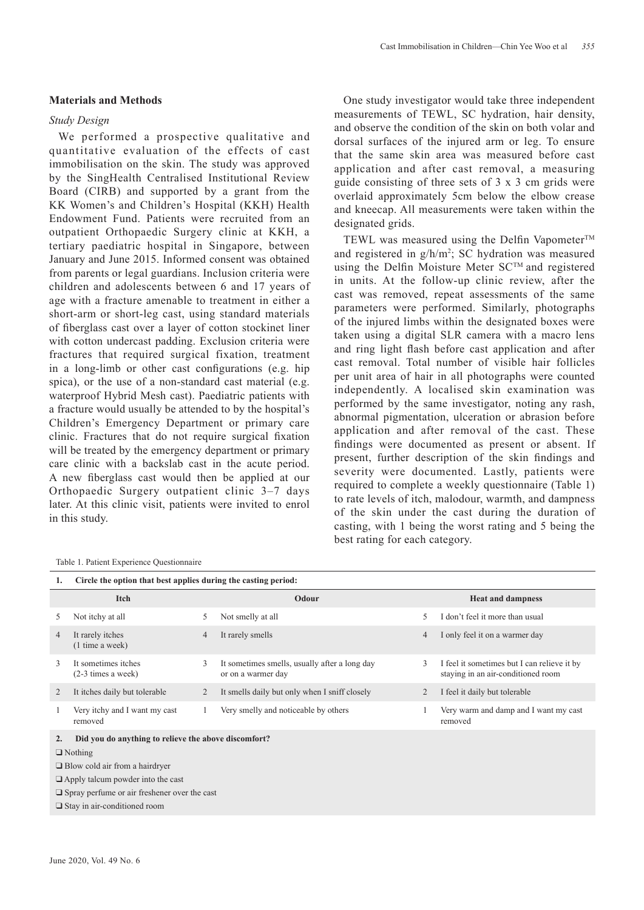## Materials and Methods

### *Study Design*

We performed a prospective qualitative and quantitative evaluation of the effects of cast immobilisation on the skin. The study was approved by the SingHealth Centralised Institutional Review Board (CIRB) and supported by a grant from the KK Women's and Children's Hospital (KKH) Health Endowment Fund. Patients were recruited from an outpatient Orthopaedic Surgery clinic at KKH, a tertiary paediatric hospital in Singapore, between January and June 2015. Informed consent was obtained from parents or legal guardians. Inclusion criteria were children and adolescents between 6 and 17 years of age with a fracture amenable to treatment in either a short-arm or short-leg cast, using standard materials of fiberglass cast over a layer of cotton stockinet liner with cotton undercast padding. Exclusion criteria were fractures that required surgical fixation, treatment in a long-limb or other cast configurations (e.g. hip spica), or the use of a non-standard cast material (e.g. waterproof Hybrid Mesh cast). Paediatric patients with a fracture would usually be attended to by the hospital's Children's Emergency Department or primary care clinic. Fractures that do not require surgical fixation will be treated by the emergency department or primary care clinic with a backslab cast in the acute period. A new fiberglass cast would then be applied at our Orthopaedic Surgery outpatient clinic 3–7 days later. At this clinic visit, patients were invited to enrol in this study.

One study investigator would take three independent measurements of TEWL, SC hydration, hair density, and observe the condition of the skin on both volar and dorsal surfaces of the injured arm or leg. To ensure that the same skin area was measured before cast application and after cast removal, a measuring guide consisting of three sets of 3 x 3 cm grids were overlaid approximately 5cm below the elbow crease and kneecap. All measurements were taken within the designated grids.

TEWL was measured using the Delfin Vapometer™ and registered in $g/h/m^2$; SC hydration was measured using the Delfin Moisture Meter SC™ and registered in units. At the follow-up clinic review, after the cast was removed, repeat assessments of the same parameters were performed. Similarly, photographs of the injured limbs within the designated boxes were taken using a digital SLR camera with a macro lens and ring light flash before cast application and after cast removal. Total number of visible hair follicles per unit area of hair in all photographs were counted independently. A localised skin examination was performed by the same investigator, noting any rash, abnormal pigmentation, ulceration or abrasion before application and after removal of the cast. These findings were documented as present or absent. If present, further description of the skin findings and severity were documented. Lastly, patients were required to complete a weekly questionnaire (Table 1) to rate levels of itch, malodour, warmth, and dampness of the skin under the cast during the duration of casting, with 1 being the worst rating and 5 being the best rating for each category.

Table 1. Patient Experience Questionnaire

**1. Circle the option that best applies during the casting period:**

| | Itch | | Odour | | Heat and dampness |
|---|---|---|---|---|---|
| 5 | Not itchy at all | 5 | Not smelly at all | 5 | I don't feel it more than usual |
| 4 | It rarely itches (1 time a week) | 4 | It rarely smells | 4 | I only feel it on a warmer day |
| 3 | It sometimes itches (2-3 times a week) | 3 | It sometimes smells, usually after a long day or on a warmer day | 3 | I feel it sometimes but I can relieve it by staying in an air-conditioned room |
| 2 | It itches daily but tolerable | 2 | It smells daily but only when I sniff closely | 2 | I feel it daily but tolerable |
| 1 | Very itchy and I want my cast removed | 1 | Very smelly and noticeable by others | 1 | Very warm and damp and I want my cast removed |

**2. Did you do anything to relieve the above discomfort?**

❑ Nothing

❑ Blow cold air from a hairdryer

❑ Apply talcum powder into the cast

❑ Spray perfume or air freshener over the cast

❑ Stay in air-conditioned room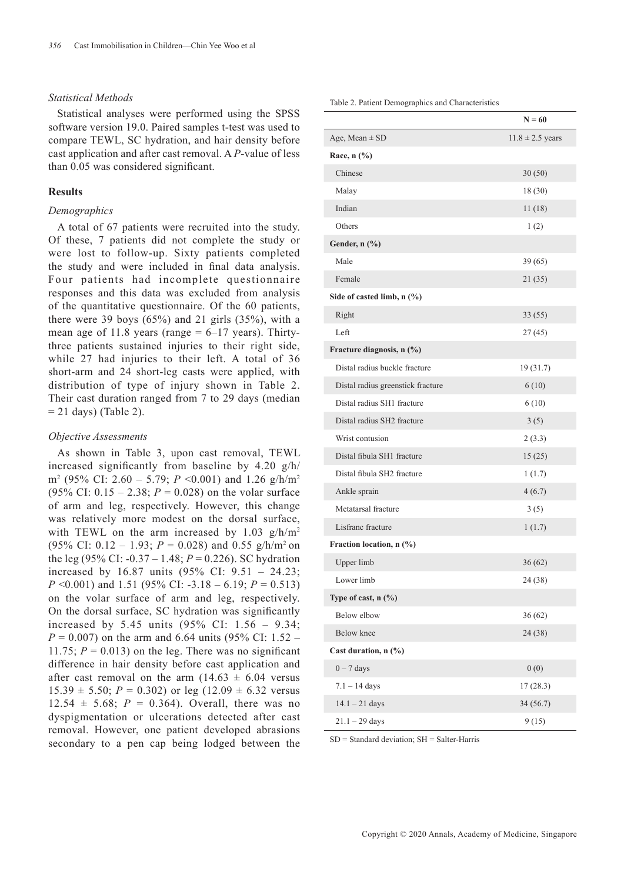### *Statistical Methods*

Statistical analyses were performed using the SPSS software version 19.0. Paired samples t-test was used to compare TEWL, SC hydration, and hair density before cast application and after cast removal. A *P*-value of less than 0.05 was considered significant.

## Results

### *Demographics*

A total of 67 patients were recruited into the study. Of these, 7 patients did not complete the study or were lost to follow-up. Sixty patients completed the study and were included in final data analysis. Four patients had incomplete questionnaire responses and this data was excluded from analysis of the quantitative questionnaire. Of the 60 patients, there were 39 boys (65%) and 21 girls (35%), with a mean age of 11.8 years (range = 6–17 years). Thirty-three patients sustained injuries to their right side, while 27 had injuries to their left. A total of 36 short-arm and 24 short-leg casts were applied, with distribution of type of injury shown in Table 2. Their cast duration ranged from 7 to 29 days (median = 21 days) (Table 2).

### *Objective Assessments*

As shown in Table 3, upon cast removal, TEWL increased significantly from baseline by 4.20 g/h/m$^2$ (95% CI: 2.60 – 5.79; $P$ <0.001) and 1.26 g/h/m$^2$ (95% CI: 0.15 – 2.38; $P$ = 0.028) on the volar surface of arm and leg, respectively. However, this change was relatively more modest on the dorsal surface, with TEWL on the arm increased by 1.03 g/h/m$^2$ (95% CI: 0.12 – 1.93; $P$ = 0.028) and 0.55 g/h/m$^2$ on the leg (95% CI: -0.37 – 1.48; $P$ = 0.226). SC hydration increased by 16.87 units (95% CI: 9.51 – 24.23; $P$ <0.001) and 1.51 (95% CI: -3.18 – 6.19; $P$ = 0.513) on the volar surface of arm and leg, respectively. On the dorsal surface, SC hydration was significantly increased by 5.45 units (95% CI: 1.56 – 9.34; $P$ = 0.007) on the arm and 6.64 units (95% CI: 1.52 – 11.75; $P$ = 0.013) on the leg. There was no significant difference in hair density before cast application and after cast removal on the arm (14.63 ± 6.04 versus 15.39 ± 5.50; $P$ = 0.302) or leg (12.09 ± 6.32 versus 12.54 ± 5.68; $P$ = 0.364). Overall, there was no dyspigmentation or ulcerations detected after cast removal. However, one patient developed abrasions secondary to a pen cap being lodged between the

Table 2. Patient Demographics and Characteristics

| | N = 60 |
|---|---|
| Age, Mean ± SD | 11.8 ± 2.5 years |
| **Race, n (%)** | |
| Chinese | 30 (50) |
| Malay | 18 (30) |
| Indian | 11 (18) |
| Others | 1 (2) |
| **Gender, n (%)** | |
| Male | 39 (65) |
| Female | 21 (35) |
| **Side of casted limb, n (%)** | |
| Right | 33 (55) |
| Left | 27 (45) |
| **Fracture diagnosis, n (%)** | |
| Distal radius buckle fracture | 19 (31.7) |
| Distal radius greenstick fracture | 6 (10) |
| Distal radius SH1 fracture | 6 (10) |
| Distal radius SH2 fracture | 3 (5) |
| Wrist contusion | 2 (3.3) |
| Distal fibula SH1 fracture | 15 (25) |
| Distal fibula SH2 fracture | 1 (1.7) |
| Ankle sprain | 4 (6.7) |
| Metatarsal fracture | 3 (5) |
| Lisfranc fracture | 1 (1.7) |
| **Fraction location, n (%)** | |
| Upper limb | 36 (62) |
| Lower limb | 24 (38) |
| **Type of cast, n (%)** | |
| Below elbow | 36 (62) |
| Below knee | 24 (38) |
| **Cast duration, n (%)** | |
| 0 – 7 days | 0 (0) |
| 7.1 – 14 days | 17 (28.3) |
| 14.1 – 21 days | 34 (56.7) |
| 21.1 – 29 days | 9 (15) |

SD = Standard deviation; SH = Salter-Harris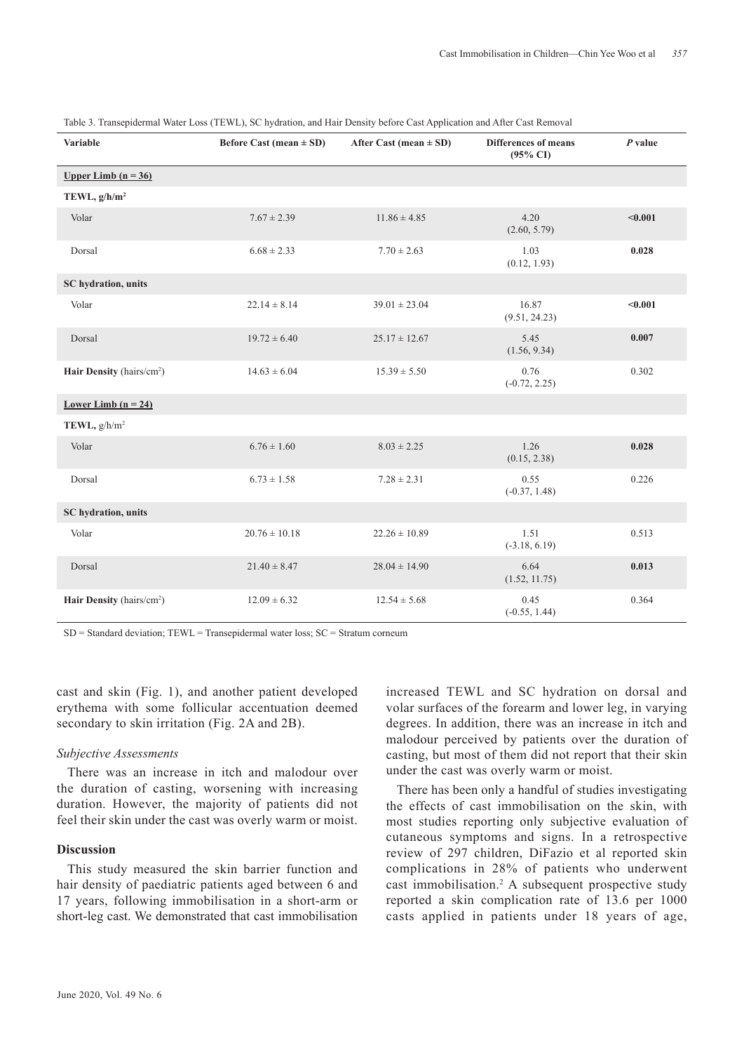Table 3. Transepidermal Water Loss (TEWL), SC hydration, and Hair Density before Cast Application and After Cast Removal

| Variable | Before Cast (mean ± SD) | After Cast (mean ± SD) | Differences of means (95% CI) | *P* value |
|---|---|---|---|---|
| **Upper Limb (n = 36)** | | | | |
| **TEWL, g/h/m²** | | | | |
| Volar | 7.67 ± 2.39 | 11.86 ± 4.85 | 4.20 (2.60, 5.79) | **<0.001** |
| Dorsal | 6.68 ± 2.33 | 7.70 ± 2.63 | 1.03 (0.12, 1.93) | **0.028** |
| **SC hydration, units** | | | | |
| Volar | 22.14 ± 8.14 | 39.01 ± 23.04 | 16.87 (9.51, 24.23) | **<0.001** |
| Dorsal | 19.72 ± 6.40 | 25.17 ± 12.67 | 5.45 (1.56, 9.34) | **0.007** |
| **Hair Density** (hairs/cm²) | 14.63 ± 6.04 | 15.39 ± 5.50 | 0.76 (-0.72, 2.25) | 0.302 |
| **Lower Limb (n = 24)** | | | | |
| **TEWL,** g/h/m² | | | | |
| Volar | 6.76 ± 1.60 | 8.03 ± 2.25 | 1.26 (0.15, 2.38) | **0.028** |
| Dorsal | 6.73 ± 1.58 | 7.28 ± 2.31 | 0.55 (-0.37, 1.48) | 0.226 |
| **SC hydration, units** | | | | |
| Volar | 20.76 ± 10.18 | 22.26 ± 10.89 | 1.51 (-3.18, 6.19) | 0.513 |
| Dorsal | 21.40 ± 8.47 | 28.04 ± 14.90 | 6.64 (1.52, 11.75) | **0.013** |
| **Hair Density** (hairs/cm²) | 12.09 ± 6.32 | 12.54 ± 5.68 | 0.45 (-0.55, 1.44) | 0.364 |

SD = Standard deviation; TEWL = Transepidermal water loss; SC = Stratum corneum

cast and skin (Fig. 1), and another patient developed erythema with some follicular accentuation deemed secondary to skin irritation (Fig. 2A and 2B).

*Subjective Assessments*

There was an increase in itch and malodour over the duration of casting, worsening with increasing duration. However, the majority of patients did not feel their skin under the cast was overly warm or moist.

## Discussion

This study measured the skin barrier function and hair density of paediatric patients aged between 6 and 17 years, following immobilisation in a short-arm or short-leg cast. We demonstrated that cast immobilisation increased TEWL and SC hydration on dorsal and volar surfaces of the forearm and lower leg, in varying degrees. In addition, there was an increase in itch and malodour perceived by patients over the duration of casting, but most of them did not report that their skin under the cast was overly warm or moist.

There has been only a handful of studies investigating the effects of cast immobilisation on the skin, with most studies reporting only subjective evaluation of cutaneous symptoms and signs. In a retrospective review of 297 children, DiFazio et al reported skin complications in 28% of patients who underwent cast immobilisation.[2] A subsequent prospective study reported a skin complication rate of 13.6 per 1000 casts applied in patients under 18 years of age,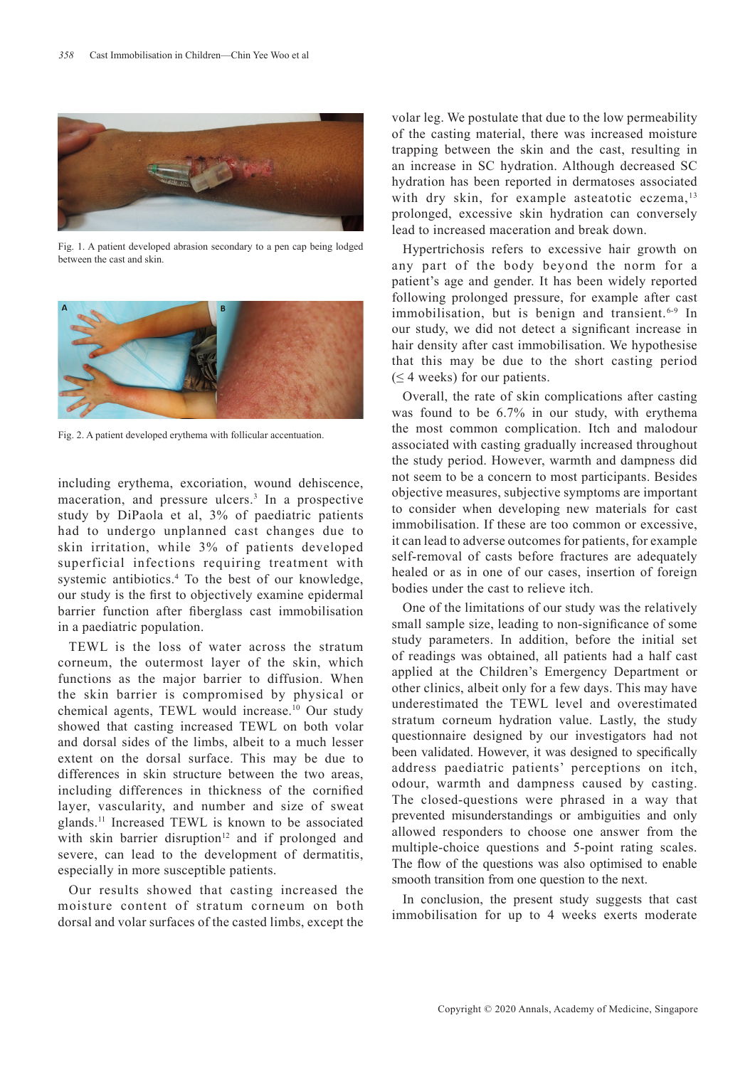Fig. 1. A patient developed abrasion secondary to a pen cap being lodged between the cast and skin.

Fig. 2. A patient developed erythema with follicular accentuation.

including erythema, excoriation, wound dehiscence, maceration, and pressure ulcers.[3] In a prospective study by DiPaola et al, 3% of paediatric patients had to undergo unplanned cast changes due to skin irritation, while 3% of patients developed superficial infections requiring treatment with systemic antibiotics.[4] To the best of our knowledge, our study is the first to objectively examine epidermal barrier function after fiberglass cast immobilisation in a paediatric population.

TEWL is the loss of water across the stratum corneum, the outermost layer of the skin, which functions as the major barrier to diffusion. When the skin barrier is compromised by physical or chemical agents, TEWL would increase.[10] Our study showed that casting increased TEWL on both volar and dorsal sides of the limbs, albeit to a much lesser extent on the dorsal surface. This may be due to differences in skin structure between the two areas, including differences in thickness of the cornified layer, vascularity, and number and size of sweat glands.[11] Increased TEWL is known to be associated with skin barrier disruption[12] and if prolonged and severe, can lead to the development of dermatitis, especially in more susceptible patients.

Our results showed that casting increased the moisture content of stratum corneum on both dorsal and volar surfaces of the casted limbs, except the volar leg. We postulate that due to the low permeability of the casting material, there was increased moisture trapping between the skin and the cast, resulting in an increase in SC hydration. Although decreased SC hydration has been reported in dermatoses associated with dry skin, for example asteatotic eczema,[13] prolonged, excessive skin hydration can conversely lead to increased maceration and break down.

Hypertrichosis refers to excessive hair growth on any part of the body beyond the norm for a patient's age and gender. It has been widely reported following prolonged pressure, for example after cast immobilisation, but is benign and transient.[6-9] In our study, we did not detect a significant increase in hair density after cast immobilisation. We hypothesise that this may be due to the short casting period (≤ 4 weeks) for our patients.

Overall, the rate of skin complications after casting was found to be 6.7% in our study, with erythema the most common complication. Itch and malodour associated with casting gradually increased throughout the study period. However, warmth and dampness did not seem to be a concern to most participants. Besides objective measures, subjective symptoms are important to consider when developing new materials for cast immobilisation. If these are too common or excessive, it can lead to adverse outcomes for patients, for example self-removal of casts before fractures are adequately healed or as in one of our cases, insertion of foreign bodies under the cast to relieve itch.

One of the limitations of our study was the relatively small sample size, leading to non-significance of some study parameters. In addition, before the initial set of readings was obtained, all patients had a half cast applied at the Children's Emergency Department or other clinics, albeit only for a few days. This may have underestimated the TEWL level and overestimated stratum corneum hydration value. Lastly, the study questionnaire designed by our investigators had not been validated. However, it was designed to specifically address paediatric patients' perceptions on itch, odour, warmth and dampness caused by casting. The closed-questions were phrased in a way that prevented misunderstandings or ambiguities and only allowed responders to choose one answer from the multiple-choice questions and 5-point rating scales. The flow of the questions was also optimised to enable smooth transition from one question to the next.

In conclusion, the present study suggests that cast immobilisation for up to 4 weeks exerts moderate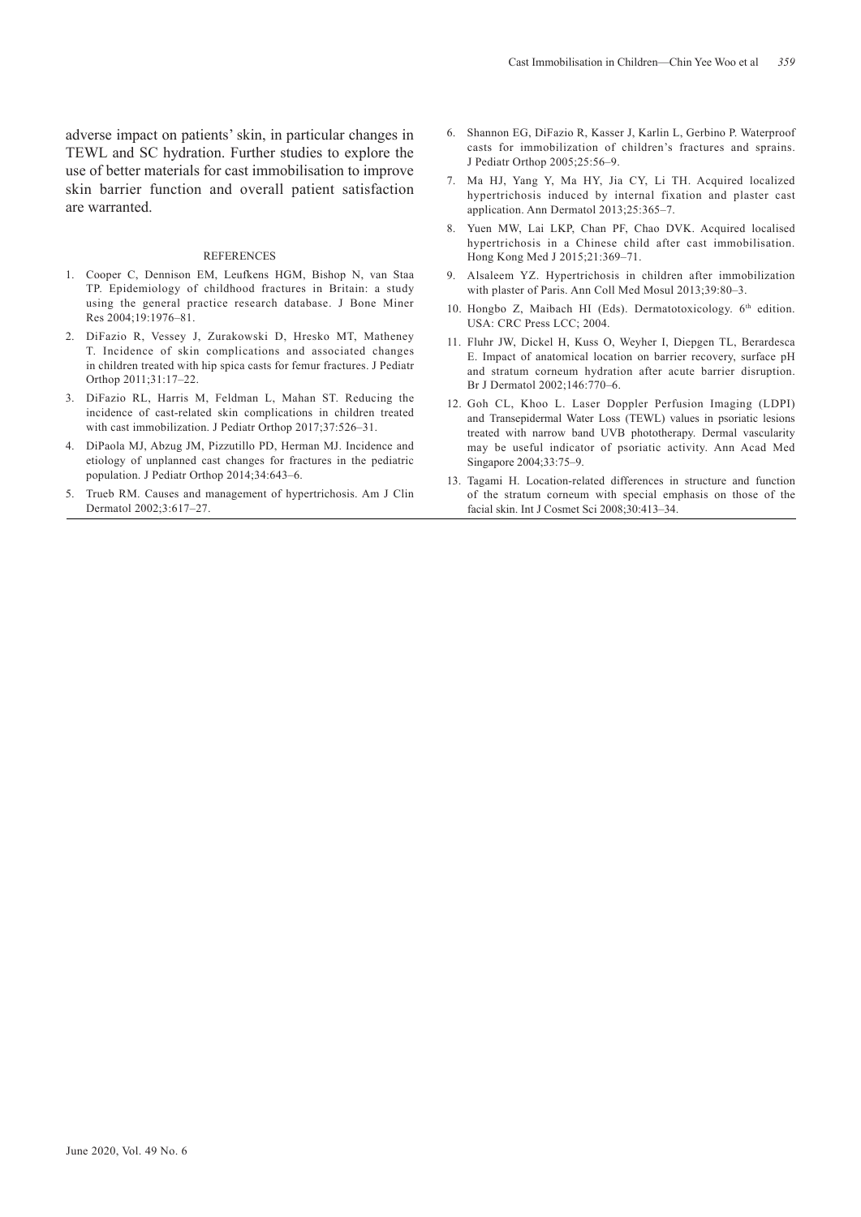adverse impact on patients' skin, in particular changes in TEWL and SC hydration. Further studies to explore the use of better materials for cast immobilisation to improve skin barrier function and overall patient satisfaction are warranted.

## REFERENCES

1. Cooper C, Dennison EM, Leufkens HGM, Bishop N, van Staa TP. Epidemiology of childhood fractures in Britain: a study using the general practice research database. J Bone Miner Res 2004;19:1976–81.
2. DiFazio R, Vessey J, Zurakowski D, Hresko MT, Matheney T. Incidence of skin complications and associated changes in children treated with hip spica casts for femur fractures. J Pediatr Orthop 2011;31:17–22.
3. DiFazio RL, Harris M, Feldman L, Mahan ST. Reducing the incidence of cast-related skin complications in children treated with cast immobilization. J Pediatr Orthop 2017;37:526–31.
4. DiPaola MJ, Abzug JM, Pizzutillo PD, Herman MJ. Incidence and etiology of unplanned cast changes for fractures in the pediatric population. J Pediatr Orthop 2014;34:643–6.
5. Trueb RM. Causes and management of hypertrichosis. Am J Clin Dermatol 2002;3:617–27.
6. Shannon EG, DiFazio R, Kasser J, Karlin L, Gerbino P. Waterproof casts for immobilization of children's fractures and sprains. J Pediatr Orthop 2005;25:56–9.
7. Ma HJ, Yang Y, Ma HY, Jia CY, Li TH. Acquired localized hypertrichosis induced by internal fixation and plaster cast application. Ann Dermatol 2013;25:365–7.
8. Yuen MW, Lai LKP, Chan PF, Chao DVK. Acquired localised hypertrichosis in a Chinese child after cast immobilisation. Hong Kong Med J 2015;21:369–71.
9. Alsaleem YZ. Hypertrichosis in children after immobilization with plaster of Paris. Ann Coll Med Mosul 2013;39:80–3.
10. Hongbo Z, Maibach HI (Eds). Dermatotoxicology. 6th edition. USA: CRC Press LCC; 2004.
11. Fluhr JW, Dickel H, Kuss O, Weyher I, Diepgen TL, Berardesca E. Impact of anatomical location on barrier recovery, surface pH and stratum corneum hydration after acute barrier disruption. Br J Dermatol 2002;146:770–6.
12. Goh CL, Khoo L. Laser Doppler Perfusion Imaging (LDPI) and Transepidermal Water Loss (TEWL) values in psoriatic lesions treated with narrow band UVB phototherapy. Dermal vascularity may be useful indicator of psoriatic activity. Ann Acad Med Singapore 2004;33:75–9.
13. Tagami H. Location-related differences in structure and function of the stratum corneum with special emphasis on those of the facial skin. Int J Cosmet Sci 2008;30:413–34.